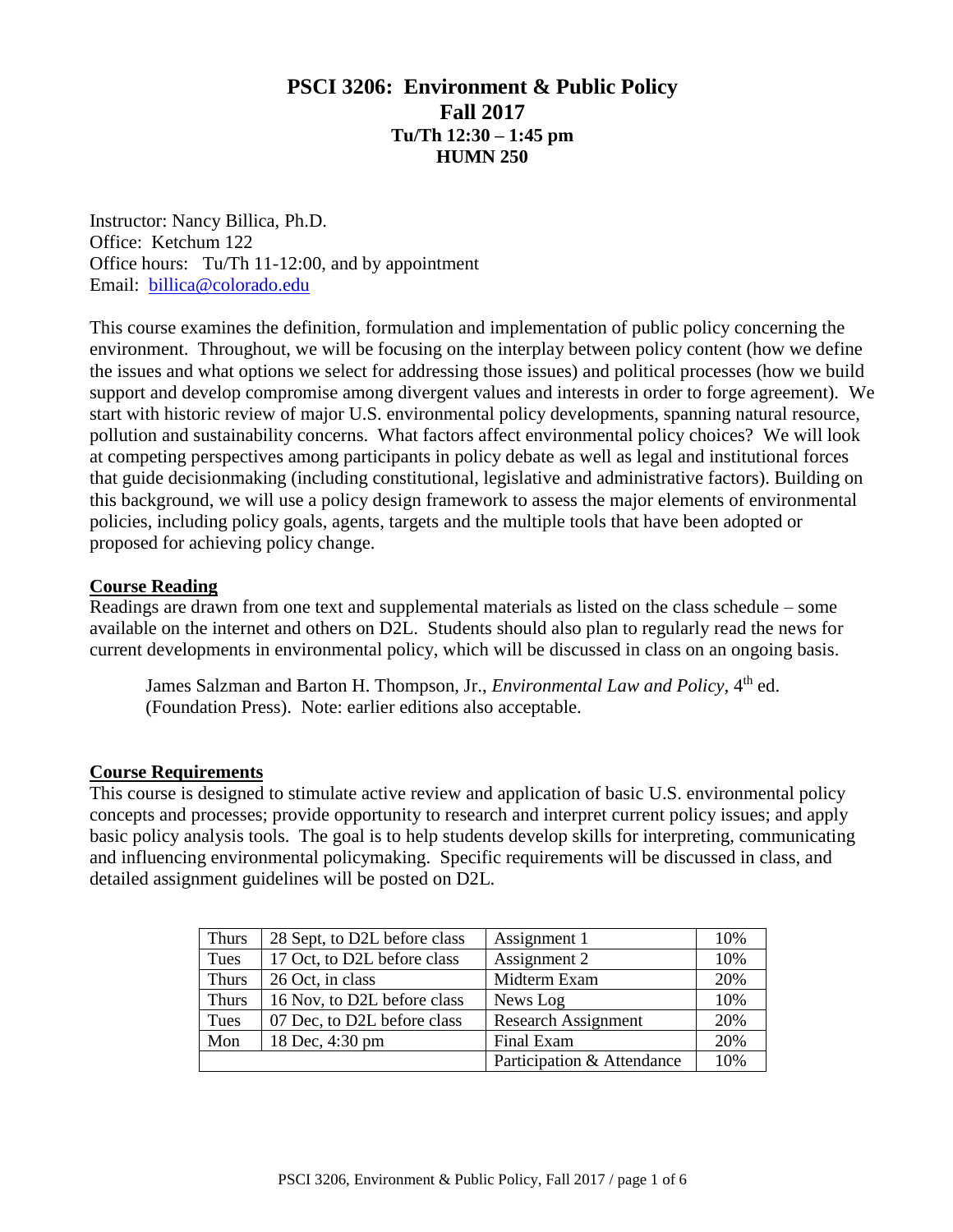# PSCI 3206: Environment & Public Policy
## Fall 2017
### Tu/Th 12:30 – 1:45 pm
### HUMN 250

Instructor: Nancy Billica, Ph.D.
Office: Ketchum 122
Office hours: Tu/Th 11-12:00, and by appointment
Email: billica@colorado.edu

This course examines the definition, formulation and implementation of public policy concerning the environment. Throughout, we will be focusing on the interplay between policy content (how we define the issues and what options we select for addressing those issues) and political processes (how we build support and develop compromise among divergent values and interests in order to forge agreement). We start with historic review of major U.S. environmental policy developments, spanning natural resource, pollution and sustainability concerns. What factors affect environmental policy choices? We will look at competing perspectives among participants in policy debate as well as legal and institutional forces that guide decisionmaking (including constitutional, legislative and administrative factors). Building on this background, we will use a policy design framework to assess the major elements of environmental policies, including policy goals, agents, targets and the multiple tools that have been adopted or proposed for achieving policy change.

## Course Reading

Readings are drawn from one text and supplemental materials as listed on the class schedule – some available on the internet and others on D2L. Students should also plan to regularly read the news for current developments in environmental policy, which will be discussed in class on an ongoing basis.

> James Salzman and Barton H. Thompson, Jr., *Environmental Law and Policy,* 4th ed. (Foundation Press). Note: earlier editions also acceptable.

## Course Requirements

This course is designed to stimulate active review and application of basic U.S. environmental policy concepts and processes; provide opportunity to research and interpret current policy issues; and apply basic policy analysis tools. The goal is to help students develop skills for interpreting, communicating and influencing environmental policymaking. Specific requirements will be discussed in class, and detailed assignment guidelines will be posted on D2L.

| | | | |
|---|---|---|---|
| Thurs | 28 Sept, to D2L before class | Assignment 1 | 10% |
| Tues | 17 Oct, to D2L before class | Assignment 2 | 10% |
| Thurs | 26 Oct, in class | Midterm Exam | 20% |
| Thurs | 16 Nov, to D2L before class | News Log | 10% |
| Tues | 07 Dec, to D2L before class | Research Assignment | 20% |
| Mon | 18 Dec, 4:30 pm | Final Exam | 20% |
| | | Participation & Attendance | 10% |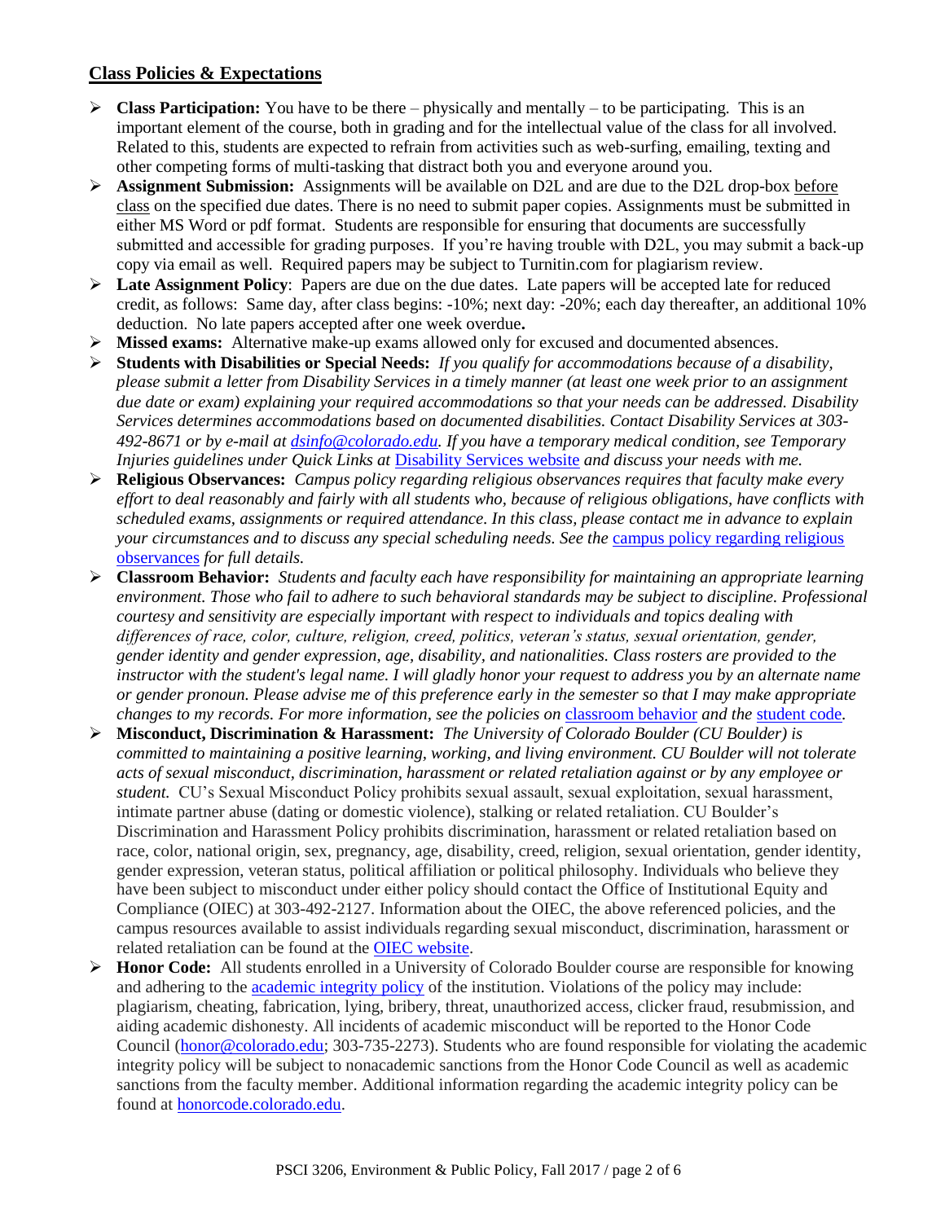## Class Policies & Expectations

- **Class Participation:** You have to be there – physically and mentally – to be participating. This is an important element of the course, both in grading and for the intellectual value of the class for all involved. Related to this, students are expected to refrain from activities such as web-surfing, emailing, texting and other competing forms of multi-tasking that distract both you and everyone around you.
- **Assignment Submission:** Assignments will be available on D2L and are due to the D2L drop-box before class on the specified due dates. There is no need to submit paper copies. Assignments must be submitted in either MS Word or pdf format. Students are responsible for ensuring that documents are successfully submitted and accessible for grading purposes. If you're having trouble with D2L, you may submit a back-up copy via email as well. Required papers may be subject to Turnitin.com for plagiarism review.
- **Late Assignment Policy**: Papers are due on the due dates. Late papers will be accepted late for reduced credit, as follows: Same day, after class begins: -10%; next day: -20%; each day thereafter, an additional 10% deduction. No late papers accepted after one week overdue**.**
- **Missed exams:** Alternative make-up exams allowed only for excused and documented absences.
- **Students with Disabilities or Special Needs:** *If you qualify for accommodations because of a disability, please submit a letter from Disability Services in a timely manner (at least one week prior to an assignment due date or exam) explaining your required accommodations so that your needs can be addressed. Disability Services determines accommodations based on documented disabilities. Contact Disability Services at 303-492-8671 or by e-mail at dsinfo@colorado.edu. If you have a temporary medical condition, see Temporary Injuries guidelines under Quick Links at Disability Services website and discuss your needs with me.*
- **Religious Observances:** *Campus policy regarding religious observances requires that faculty make every effort to deal reasonably and fairly with all students who, because of religious obligations, have conflicts with scheduled exams, assignments or required attendance. In this class, please contact me in advance to explain your circumstances and to discuss any special scheduling needs. See the campus policy regarding religious observances for full details.*
- **Classroom Behavior:** *Students and faculty each have responsibility for maintaining an appropriate learning environment. Those who fail to adhere to such behavioral standards may be subject to discipline. Professional courtesy and sensitivity are especially important with respect to individuals and topics dealing with differences of race, color, culture, religion, creed, politics, veteran's status, sexual orientation, gender, gender identity and gender expression, age, disability, and nationalities. Class rosters are provided to the instructor with the student's legal name. I will gladly honor your request to address you by an alternate name or gender pronoun. Please advise me of this preference early in the semester so that I may make appropriate changes to my records. For more information, see the policies on classroom behavior and the student code.*
- **Misconduct, Discrimination & Harassment:** *The University of Colorado Boulder (CU Boulder) is committed to maintaining a positive learning, working, and living environment. CU Boulder will not tolerate acts of sexual misconduct, discrimination, harassment or related retaliation against or by any employee or student.* CU's Sexual Misconduct Policy prohibits sexual assault, sexual exploitation, sexual harassment, intimate partner abuse (dating or domestic violence), stalking or related retaliation. CU Boulder's Discrimination and Harassment Policy prohibits discrimination, harassment or related retaliation based on race, color, national origin, sex, pregnancy, age, disability, creed, religion, sexual orientation, gender identity, gender expression, veteran status, political affiliation or political philosophy. Individuals who believe they have been subject to misconduct under either policy should contact the Office of Institutional Equity and Compliance (OIEC) at 303-492-2127. Information about the OIEC, the above referenced policies, and the campus resources available to assist individuals regarding sexual misconduct, discrimination, harassment or related retaliation can be found at the OIEC website.
- **Honor Code:** All students enrolled in a University of Colorado Boulder course are responsible for knowing and adhering to the academic integrity policy of the institution. Violations of the policy may include: plagiarism, cheating, fabrication, lying, bribery, threat, unauthorized access, clicker fraud, resubmission, and aiding academic dishonesty. All incidents of academic misconduct will be reported to the Honor Code Council (honor@colorado.edu; 303-735-2273). Students who are found responsible for violating the academic integrity policy will be subject to nonacademic sanctions from the Honor Code Council as well as academic sanctions from the faculty member. Additional information regarding the academic integrity policy can be found at honorcode.colorado.edu.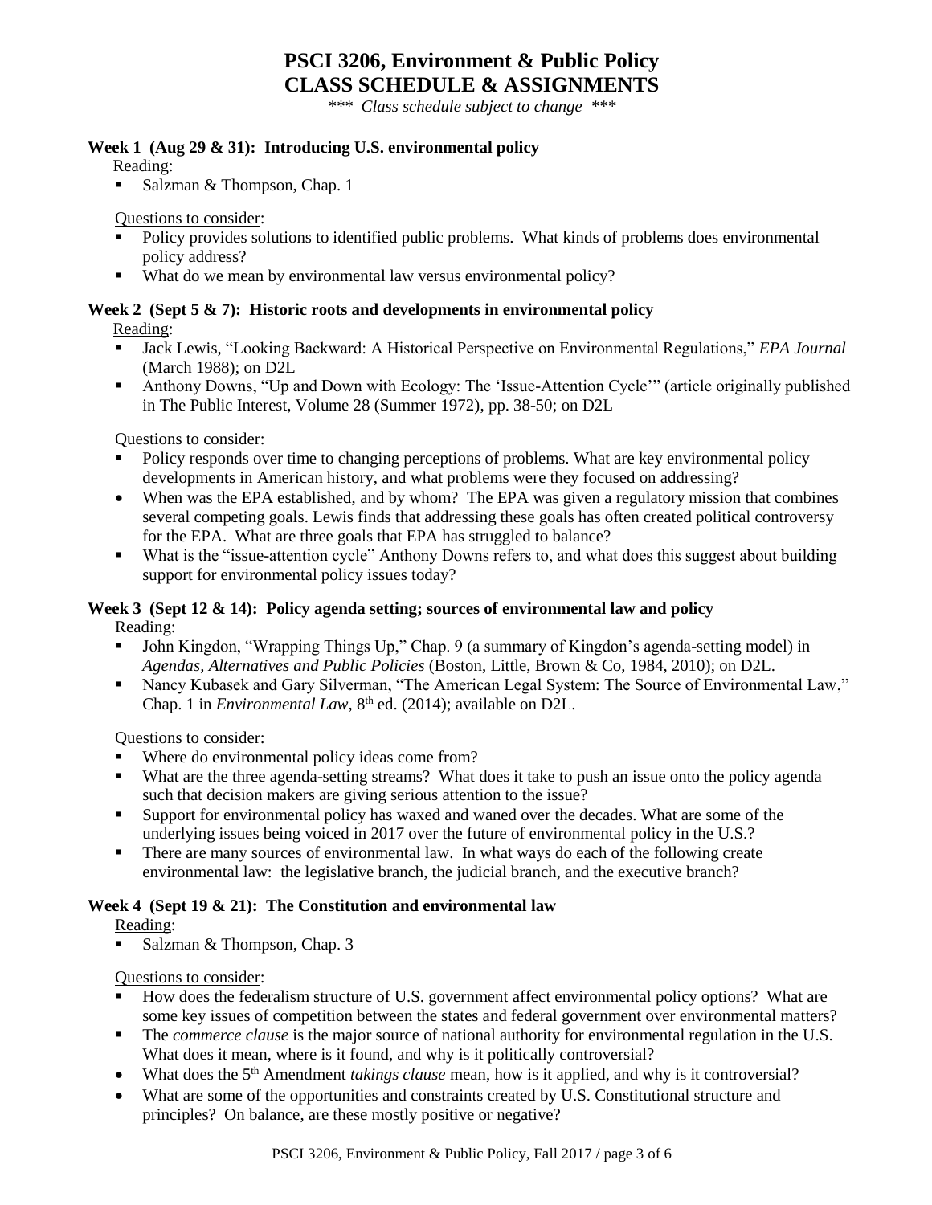# PSCI 3206, Environment & Public Policy
# CLASS SCHEDULE & ASSIGNMENTS

*\*\*\* Class schedule subject to change \*\*\**

### Week 1 (Aug 29 & 31): Introducing U.S. environmental policy

Reading:

- Salzman & Thompson, Chap. 1

Questions to consider:

- Policy provides solutions to identified public problems. What kinds of problems does environmental policy address?
- What do we mean by environmental law versus environmental policy?

### Week 2 (Sept 5 & 7): Historic roots and developments in environmental policy

Reading:

- Jack Lewis, "Looking Backward: A Historical Perspective on Environmental Regulations," *EPA Journal* (March 1988); on D2L
- Anthony Downs, "Up and Down with Ecology: The 'Issue-Attention Cycle'" (article originally published in The Public Interest, Volume 28 (Summer 1972), pp. 38-50; on D2L

Questions to consider:

- Policy responds over time to changing perceptions of problems. What are key environmental policy developments in American history, and what problems were they focused on addressing?
- When was the EPA established, and by whom? The EPA was given a regulatory mission that combines several competing goals. Lewis finds that addressing these goals has often created political controversy for the EPA. What are three goals that EPA has struggled to balance?
- What is the "issue-attention cycle" Anthony Downs refers to, and what does this suggest about building support for environmental policy issues today?

### Week 3 (Sept 12 & 14): Policy agenda setting; sources of environmental law and policy

Reading:

- John Kingdon, "Wrapping Things Up," Chap. 9 (a summary of Kingdon's agenda-setting model) in *Agendas, Alternatives and Public Policies* (Boston, Little, Brown & Co, 1984, 2010); on D2L.
- Nancy Kubasek and Gary Silverman, "The American Legal System: The Source of Environmental Law," Chap. 1 in *Environmental Law*, 8th ed. (2014); available on D2L.

Questions to consider:

- Where do environmental policy ideas come from?
- What are the three agenda-setting streams? What does it take to push an issue onto the policy agenda such that decision makers are giving serious attention to the issue?
- Support for environmental policy has waxed and waned over the decades. What are some of the underlying issues being voiced in 2017 over the future of environmental policy in the U.S.?
- There are many sources of environmental law. In what ways do each of the following create environmental law: the legislative branch, the judicial branch, and the executive branch?

### Week 4 (Sept 19 & 21): The Constitution and environmental law

Reading:

- Salzman & Thompson, Chap. 3

Questions to consider:

- How does the federalism structure of U.S. government affect environmental policy options? What are some key issues of competition between the states and federal government over environmental matters?
- The *commerce clause* is the major source of national authority for environmental regulation in the U.S. What does it mean, where is it found, and why is it politically controversial?
- What does the 5th Amendment *takings clause* mean, how is it applied, and why is it controversial?
- What are some of the opportunities and constraints created by U.S. Constitutional structure and principles? On balance, are these mostly positive or negative?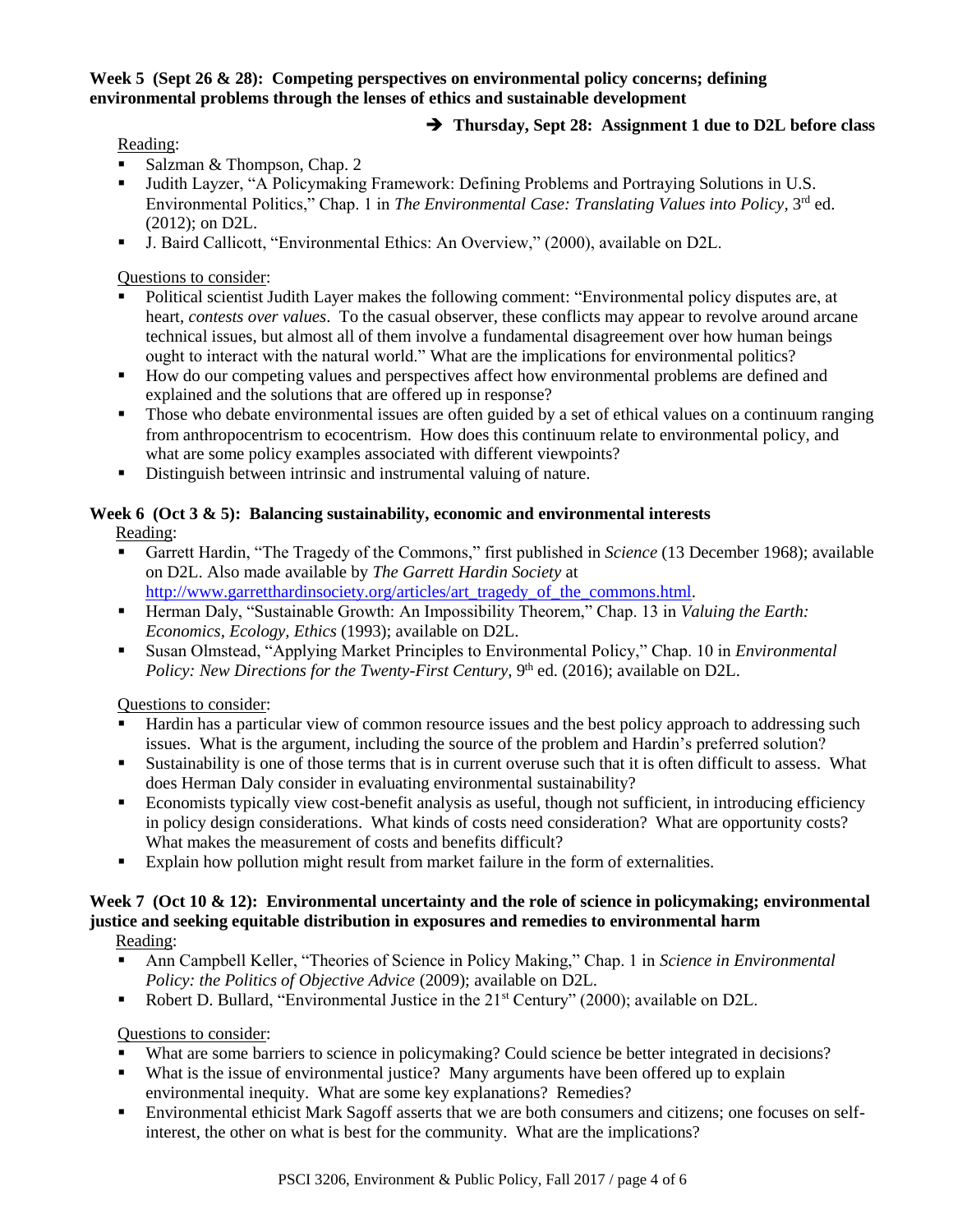**Week 5 (Sept 26 & 28): Competing perspectives on environmental policy concerns; defining environmental problems through the lenses of ethics and sustainable development**

➔ **Thursday, Sept 28: Assignment 1 due to D2L before class**

Reading:

- Salzman & Thompson, Chap. 2
- Judith Layzer, "A Policymaking Framework: Defining Problems and Portraying Solutions in U.S. Environmental Politics," Chap. 1 in *The Environmental Case: Translating Values into Policy,* 3rd ed. (2012); on D2L.
- J. Baird Callicott, "Environmental Ethics: An Overview," (2000), available on D2L.

Questions to consider:

- Political scientist Judith Layer makes the following comment: "Environmental policy disputes are, at heart, *contests over values*. To the casual observer, these conflicts may appear to revolve around arcane technical issues, but almost all of them involve a fundamental disagreement over how human beings ought to interact with the natural world." What are the implications for environmental politics?
- How do our competing values and perspectives affect how environmental problems are defined and explained and the solutions that are offered up in response?
- Those who debate environmental issues are often guided by a set of ethical values on a continuum ranging from anthropocentrism to ecocentrism. How does this continuum relate to environmental policy, and what are some policy examples associated with different viewpoints?
- Distinguish between intrinsic and instrumental valuing of nature.

**Week 6 (Oct 3 & 5): Balancing sustainability, economic and environmental interests**

Reading:

- Garrett Hardin, "The Tragedy of the Commons," first published in *Science* (13 December 1968); available on D2L. Also made available by *The Garrett Hardin Society* at http://www.garretthardinsociety.org/articles/art_tragedy_of_the_commons.html.
- Herman Daly, "Sustainable Growth: An Impossibility Theorem," Chap. 13 in *Valuing the Earth: Economics, Ecology, Ethics* (1993); available on D2L.
- Susan Olmstead, "Applying Market Principles to Environmental Policy," Chap. 10 in *Environmental Policy: New Directions for the Twenty-First Century,* 9th ed. (2016); available on D2L.

Questions to consider:

- Hardin has a particular view of common resource issues and the best policy approach to addressing such issues. What is the argument, including the source of the problem and Hardin's preferred solution?
- Sustainability is one of those terms that is in current overuse such that it is often difficult to assess. What does Herman Daly consider in evaluating environmental sustainability?
- Economists typically view cost-benefit analysis as useful, though not sufficient, in introducing efficiency in policy design considerations. What kinds of costs need consideration? What are opportunity costs? What makes the measurement of costs and benefits difficult?
- Explain how pollution might result from market failure in the form of externalities.

**Week 7 (Oct 10 & 12): Environmental uncertainty and the role of science in policymaking; environmental justice and seeking equitable distribution in exposures and remedies to environmental harm**

Reading:

- Ann Campbell Keller, "Theories of Science in Policy Making," Chap. 1 in *Science in Environmental Policy: the Politics of Objective Advice* (2009); available on D2L.
- Robert D. Bullard, "Environmental Justice in the 21st Century" (2000); available on D2L.

Questions to consider:

- What are some barriers to science in policymaking? Could science be better integrated in decisions?
- What is the issue of environmental justice? Many arguments have been offered up to explain environmental inequity. What are some key explanations? Remedies?
- Environmental ethicist Mark Sagoff asserts that we are both consumers and citizens; one focuses on self-interest, the other on what is best for the community. What are the implications?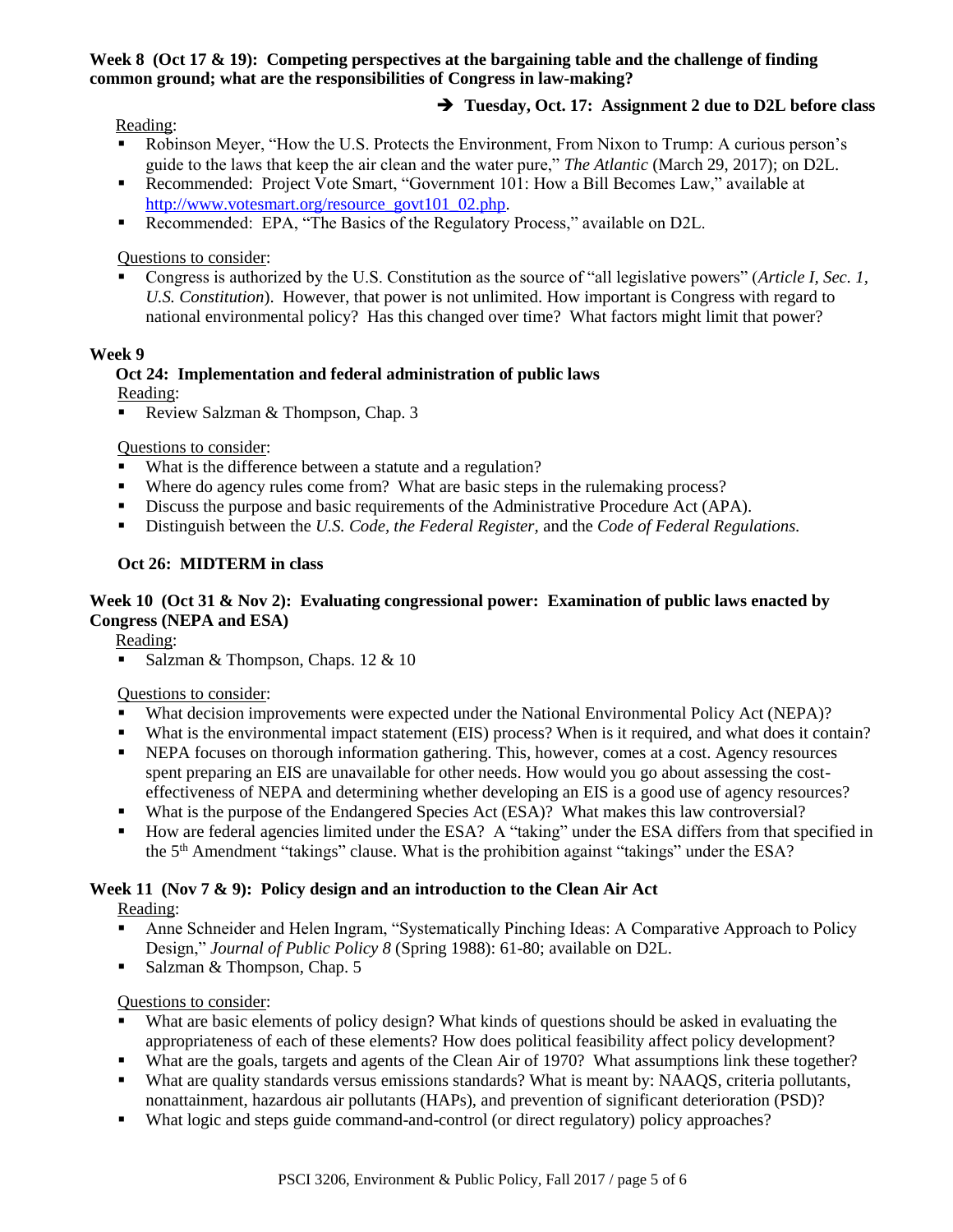**Week 8 (Oct 17 & 19): Competing perspectives at the bargaining table and the challenge of finding common ground; what are the responsibilities of Congress in law-making?**

➔ **Tuesday, Oct. 17: Assignment 2 due to D2L before class**

Reading:

- Robinson Meyer, "How the U.S. Protects the Environment, From Nixon to Trump: A curious person's guide to the laws that keep the air clean and the water pure," *The Atlantic* (March 29, 2017); on D2L.
- Recommended: Project Vote Smart, "Government 101: How a Bill Becomes Law," available at http://www.votesmart.org/resource_govt101_02.php.
- Recommended: EPA, "The Basics of the Regulatory Process," available on D2L.

Questions to consider:

- Congress is authorized by the U.S. Constitution as the source of "all legislative powers" (*Article I, Sec. 1, U.S. Constitution*). However, that power is not unlimited. How important is Congress with regard to national environmental policy? Has this changed over time? What factors might limit that power?

**Week 9**

**Oct 24: Implementation and federal administration of public laws**

Reading:

- Review Salzman & Thompson, Chap. 3

Questions to consider:

- What is the difference between a statute and a regulation?
- Where do agency rules come from? What are basic steps in the rulemaking process?
- Discuss the purpose and basic requirements of the Administrative Procedure Act (APA).
- Distinguish between the *U.S. Code, the Federal Register,* and the *Code of Federal Regulations.*

**Oct 26: MIDTERM in class**

**Week 10 (Oct 31 & Nov 2): Evaluating congressional power: Examination of public laws enacted by Congress (NEPA and ESA)**

Reading:

- Salzman & Thompson, Chaps. 12 & 10

Questions to consider:

- What decision improvements were expected under the National Environmental Policy Act (NEPA)?
- What is the environmental impact statement (EIS) process? When is it required, and what does it contain?
- NEPA focuses on thorough information gathering. This, however, comes at a cost. Agency resources spent preparing an EIS are unavailable for other needs. How would you go about assessing the cost-effectiveness of NEPA and determining whether developing an EIS is a good use of agency resources?
- What is the purpose of the Endangered Species Act (ESA)? What makes this law controversial?
- How are federal agencies limited under the ESA? A "taking" under the ESA differs from that specified in the 5th Amendment "takings" clause. What is the prohibition against "takings" under the ESA?

**Week 11 (Nov 7 & 9): Policy design and an introduction to the Clean Air Act**

Reading:

- Anne Schneider and Helen Ingram, "Systematically Pinching Ideas: A Comparative Approach to Policy Design," *Journal of Public Policy 8* (Spring 1988): 61-80; available on D2L.
- Salzman & Thompson, Chap. 5

Questions to consider:

- What are basic elements of policy design? What kinds of questions should be asked in evaluating the appropriateness of each of these elements? How does political feasibility affect policy development?
- What are the goals, targets and agents of the Clean Air of 1970? What assumptions link these together?
- What are quality standards versus emissions standards? What is meant by: NAAQS, criteria pollutants, nonattainment, hazardous air pollutants (HAPs), and prevention of significant deterioration (PSD)?
- What logic and steps guide command-and-control (or direct regulatory) policy approaches?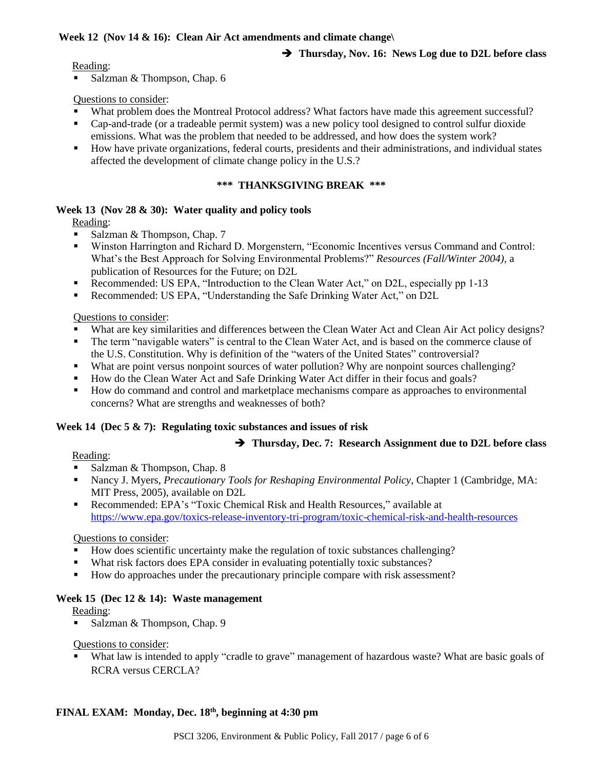**Week 12 (Nov 14 & 16): Clean Air Act amendments and climate change\**

➔ **Thursday, Nov. 16: News Log due to D2L before class**

Reading:

- Salzman & Thompson, Chap. 6

Questions to consider:

- What problem does the Montreal Protocol address? What factors have made this agreement successful?
- Cap-and-trade (or a tradeable permit system) was a new policy tool designed to control sulfur dioxide emissions. What was the problem that needed to be addressed, and how does the system work?
- How have private organizations, federal courts, presidents and their administrations, and individual states affected the development of climate change policy in the U.S.?

**\*\*\* THANKSGIVING BREAK \*\*\***

**Week 13 (Nov 28 & 30): Water quality and policy tools**

Reading:

- Salzman & Thompson, Chap. 7
- Winston Harrington and Richard D. Morgenstern, "Economic Incentives versus Command and Control: What's the Best Approach for Solving Environmental Problems?" *Resources (Fall/Winter 2004)*, a publication of Resources for the Future; on D2L
- Recommended: US EPA, "Introduction to the Clean Water Act," on D2L, especially pp 1-13
- Recommended: US EPA, "Understanding the Safe Drinking Water Act," on D2L

Questions to consider:

- What are key similarities and differences between the Clean Water Act and Clean Air Act policy designs?
- The term "navigable waters" is central to the Clean Water Act, and is based on the commerce clause of the U.S. Constitution. Why is definition of the "waters of the United States" controversial?
- What are point versus nonpoint sources of water pollution? Why are nonpoint sources challenging?
- How do the Clean Water Act and Safe Drinking Water Act differ in their focus and goals?
- How do command and control and marketplace mechanisms compare as approaches to environmental concerns? What are strengths and weaknesses of both?

**Week 14 (Dec 5 & 7): Regulating toxic substances and issues of risk**

➔ **Thursday, Dec. 7: Research Assignment due to D2L before class**

Reading:

- Salzman & Thompson, Chap. 8
- Nancy J. Myers, *Precautionary Tools for Reshaping Environmental Policy*, Chapter 1 (Cambridge, MA: MIT Press, 2005), available on D2L
- Recommended: EPA's "Toxic Chemical Risk and Health Resources," available at https://www.epa.gov/toxics-release-inventory-tri-program/toxic-chemical-risk-and-health-resources

Questions to consider:

- How does scientific uncertainty make the regulation of toxic substances challenging?
- What risk factors does EPA consider in evaluating potentially toxic substances?
- How do approaches under the precautionary principle compare with risk assessment?

**Week 15 (Dec 12 & 14): Waste management**

Reading:

- Salzman & Thompson, Chap. 9

Questions to consider:

- What law is intended to apply "cradle to grave" management of hazardous waste? What are basic goals of RCRA versus CERCLA?

**FINAL EXAM: Monday, Dec. 18th, beginning at 4:30 pm**